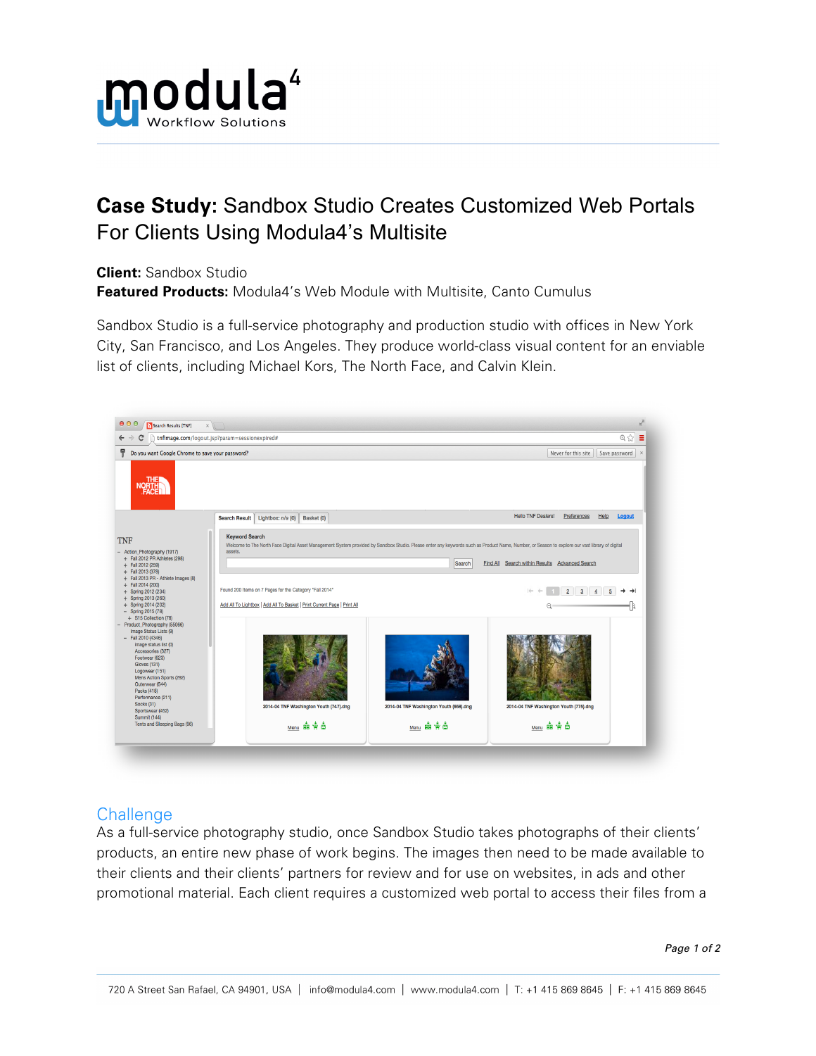# Case Study: Sandbox Studio Creates Customized Web Portals For Clients Using Modula4's Multisite

**Client:** Sandbox Studio
**Featured Products:** Modula4's Web Module with Multisite, Canto Cumulus

Sandbox Studio is a full-service photography and production studio with offices in New York City, San Francisco, and Los Angeles. They produce world-class visual content for an enviable list of clients, including Michael Kors, The North Face, and Calvin Klein.

## Challenge

As a full-service photography studio, once Sandbox Studio takes photographs of their clients' products, an entire new phase of work begins. The images then need to be made available to their clients and their clients' partners for review and for use on websites, in ads and other promotional material. Each client requires a customized web portal to access their files from a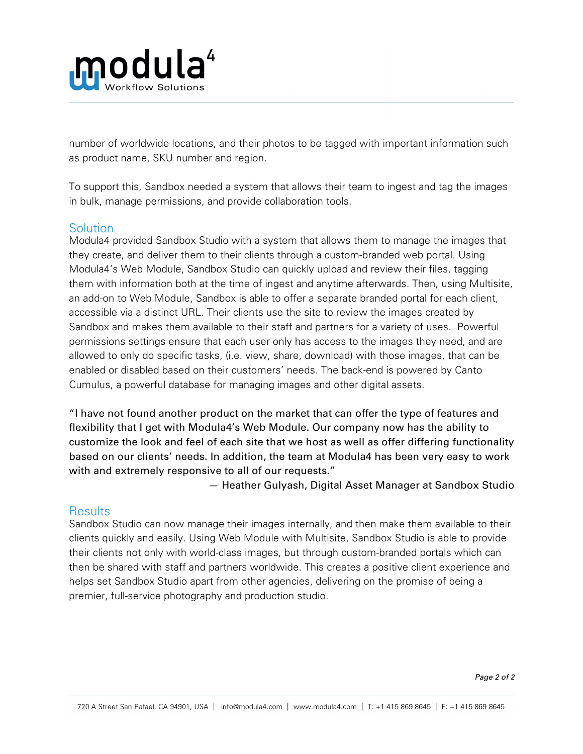number of worldwide locations, and their photos to be tagged with important information such as product name, SKU number and region.

To support this, Sandbox needed a system that allows their team to ingest and tag the images in bulk, manage permissions, and provide collaboration tools.

## Solution

Modula4 provided Sandbox Studio with a system that allows them to manage the images that they create, and deliver them to their clients through a custom-branded web portal. Using Modula4's Web Module, Sandbox Studio can quickly upload and review their files, tagging them with information both at the time of ingest and anytime afterwards. Then, using Multisite, an add-on to Web Module, Sandbox is able to offer a separate branded portal for each client, accessible via a distinct URL. Their clients use the site to review the images created by Sandbox and makes them available to their staff and partners for a variety of uses. Powerful permissions settings ensure that each user only has access to the images they need, and are allowed to only do specific tasks, (i.e. view, share, download) with those images, that can be enabled or disabled based on their customers' needs. The back-end is powered by Canto Cumulus, a powerful database for managing images and other digital assets.

"I have not found another product on the market that can offer the type of features and flexibility that I get with Modula4's Web Module. Our company now has the ability to customize the look and feel of each site that we host as well as offer differing functionality based on our clients' needs. In addition, the team at Modula4 has been very easy to work with and extremely responsive to all of our requests."

— Heather Gulyash, Digital Asset Manager at Sandbox Studio

## Results

Sandbox Studio can now manage their images internally, and then make them available to their clients quickly and easily. Using Web Module with Multisite, Sandbox Studio is able to provide their clients not only with world-class images, but through custom-branded portals which can then be shared with staff and partners worldwide. This creates a positive client experience and helps set Sandbox Studio apart from other agencies, delivering on the promise of being a premier, full-service photography and production studio.